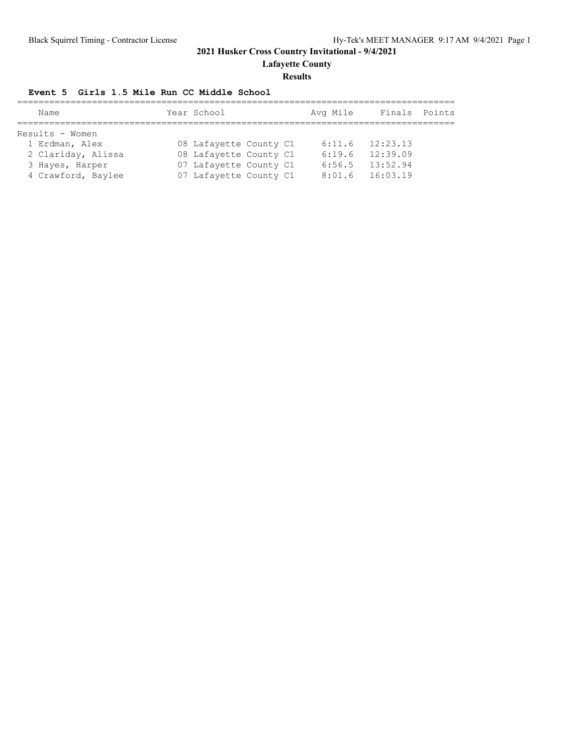# 2021 Husker Cross Country Invitational - 9/4/2021

## Lafayette County

### Results

**Event 5 Girls 1.5 Mile Run CC Middle School**

| Name | Year | School | Avg Mile | Finals | Points |
|---|---|---|---|---|---|
| **Results - Women** | | | | | |
| 1 Erdman, Alex | 08 | Lafayette County C1 | 6:11.6 | 12:23.13 | |
| 2 Clariday, Alissa | 08 | Lafayette County C1 | 6:19.6 | 12:39.09 | |
| 3 Hayes, Harper | 07 | Lafayette County C1 | 6:56.5 | 13:52.94 | |
| 4 Crawford, Baylee | 07 | Lafayette County C1 | 8:01.6 | 16:03.19 | |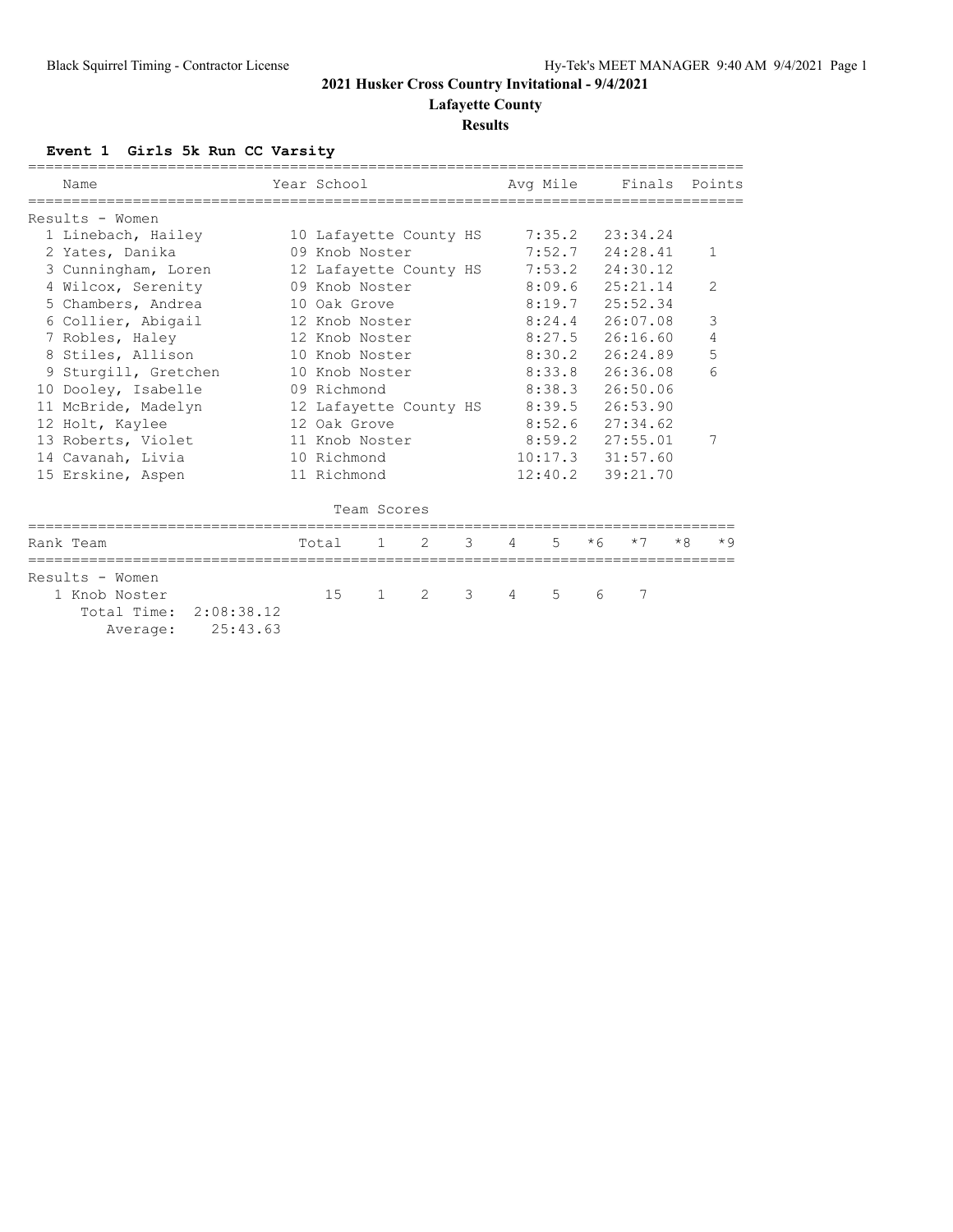# 2021 Husker Cross Country Invitational - 9/4/2021

## Lafayette County

### Results

**Event 1 Girls 5k Run CC Varsity**

| | Name | Year | School | Avg Mile | Finals | Points |
|---|---|---|---|---|---|---|
| **Results - Women** | | | | | | |
| 1 | Linebach, Hailey | 10 | Lafayette County HS | 7:35.2 | 23:34.24 | |
| 2 | Yates, Danika | 09 | Knob Noster | 7:52.7 | 24:28.41 | 1 |
| 3 | Cunningham, Loren | 12 | Lafayette County HS | 7:53.2 | 24:30.12 | |
| 4 | Wilcox, Serenity | 09 | Knob Noster | 8:09.6 | 25:21.14 | 2 |
| 5 | Chambers, Andrea | 10 | Oak Grove | 8:19.7 | 25:52.34 | |
| 6 | Collier, Abigail | 12 | Knob Noster | 8:24.4 | 26:07.08 | 3 |
| 7 | Robles, Haley | 12 | Knob Noster | 8:27.5 | 26:16.60 | 4 |
| 8 | Stiles, Allison | 10 | Knob Noster | 8:30.2 | 26:24.89 | 5 |
| 9 | Sturgill, Gretchen | 10 | Knob Noster | 8:33.8 | 26:36.08 | 6 |
| 10 | Dooley, Isabelle | 09 | Richmond | 8:38.3 | 26:50.06 | |
| 11 | McBride, Madelyn | 12 | Lafayette County HS | 8:39.5 | 26:53.90 | |
| 12 | Holt, Kaylee | 12 | Oak Grove | 8:52.6 | 27:34.62 | |
| 13 | Roberts, Violet | 11 | Knob Noster | 8:59.2 | 27:55.01 | 7 |
| 14 | Cavanah, Livia | 10 | Richmond | 10:17.3 | 31:57.60 | |
| 15 | Erskine, Aspen | 11 | Richmond | 12:40.2 | 39:21.70 | |

**Team Scores**

| Rank | Team | Total | 1 | 2 | 3 | 4 | 5 | *6 | *7 | *8 | *9 |
|---|---|---|---|---|---|---|---|---|---|---|---|
| **Results - Women** | | | | | | | | | | | |
| 1 | Knob Noster | 15 | 1 | 2 | 3 | 4 | 5 | 6 | 7 | | |
| | Total Time: 2:08:38.12 | | | | | | | | | | |
| | Average: 25:43.63 | | | | | | | | | | |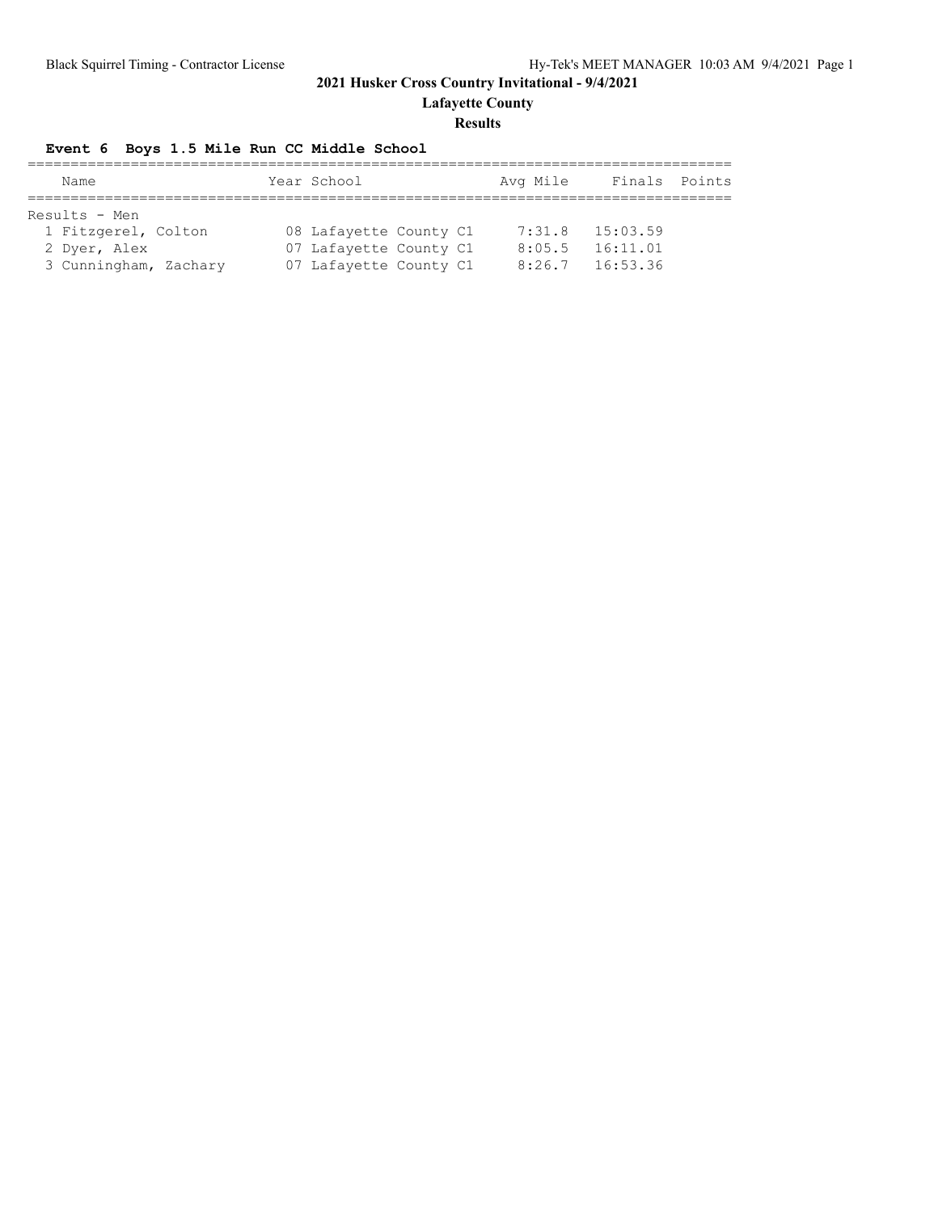# 2021 Husker Cross Country Invitational - 9/4/2021

## Lafayette County

### Results

**Event 6 Boys 1.5 Mile Run CC Middle School**

| | Name | Year | School | Avg Mile | Finals | Points |
|---|---|---|---|---|---|---|
| Results - Men | | | | | | |
| 1 | Fitzgerel, Colton | 08 | Lafayette County C1 | 7:31.8 | 15:03.59 | |
| 2 | Dyer, Alex | 07 | Lafayette County C1 | 8:05.5 | 16:11.01 | |
| 3 | Cunningham, Zachary | 07 | Lafayette County C1 | 8:26.7 | 16:53.36 | |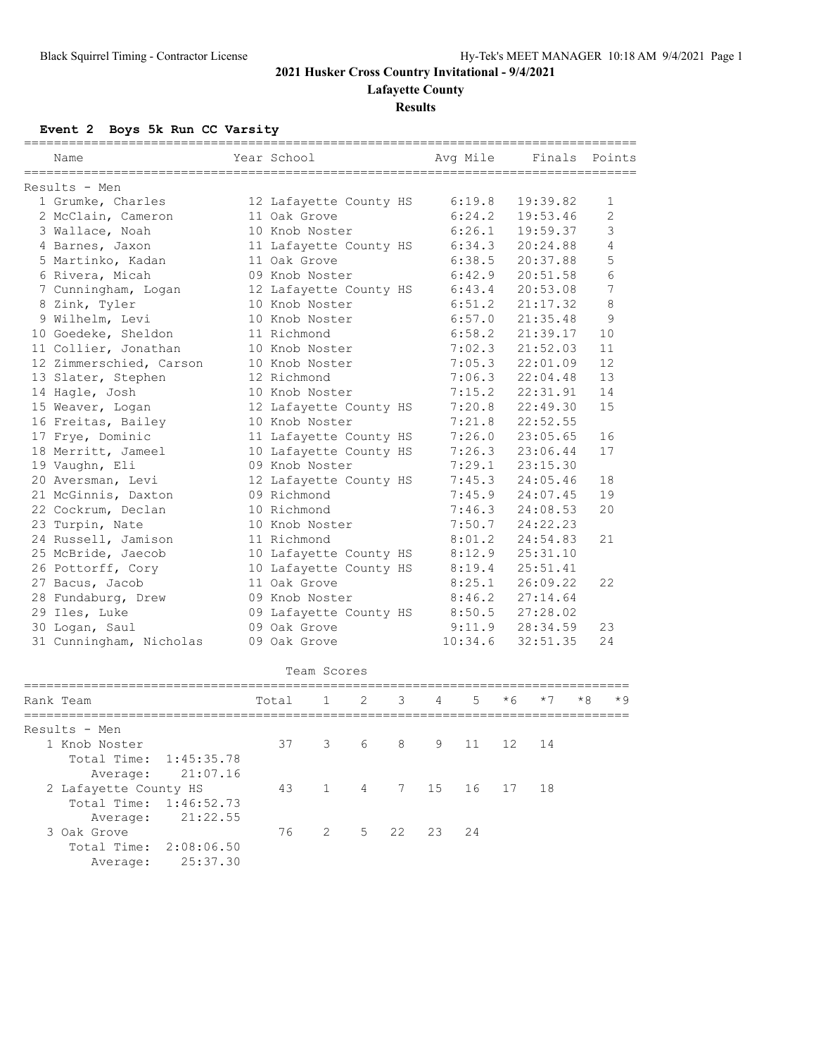## 2021 Husker Cross Country Invitational - 9/4/2021

**Lafayette County**

**Results**

### Event 2 Boys 5k Run CC Varsity

| Place | Name | Year | School | Avg Mile | Finals | Points |
|---|---|---|---|---|---|---|
| **Results - Men** | | | | | | |
| 1 | Grumke, Charles | 12 | Lafayette County HS | 6:19.8 | 19:39.82 | 1 |
| 2 | McClain, Cameron | 11 | Oak Grove | 6:24.2 | 19:53.46 | 2 |
| 3 | Wallace, Noah | 10 | Knob Noster | 6:26.1 | 19:59.37 | 3 |
| 4 | Barnes, Jaxon | 11 | Lafayette County HS | 6:34.3 | 20:24.88 | 4 |
| 5 | Martinko, Kadan | 11 | Oak Grove | 6:38.5 | 20:37.88 | 5 |
| 6 | Rivera, Micah | 09 | Knob Noster | 6:42.9 | 20:51.58 | 6 |
| 7 | Cunningham, Logan | 12 | Lafayette County HS | 6:43.4 | 20:53.08 | 7 |
| 8 | Zink, Tyler | 10 | Knob Noster | 6:51.2 | 21:17.32 | 8 |
| 9 | Wilhelm, Levi | 10 | Knob Noster | 6:57.0 | 21:35.48 | 9 |
| 10 | Goedeke, Sheldon | 11 | Richmond | 6:58.2 | 21:39.17 | 10 |
| 11 | Collier, Jonathan | 10 | Knob Noster | 7:02.3 | 21:52.03 | 11 |
| 12 | Zimmerschied, Carson | 10 | Knob Noster | 7:05.3 | 22:01.09 | 12 |
| 13 | Slater, Stephen | 12 | Richmond | 7:06.3 | 22:04.48 | 13 |
| 14 | Hagle, Josh | 10 | Knob Noster | 7:15.2 | 22:31.91 | 14 |
| 15 | Weaver, Logan | 12 | Lafayette County HS | 7:20.8 | 22:49.30 | 15 |
| 16 | Freitas, Bailey | 10 | Knob Noster | 7:21.8 | 22:52.55 | |
| 17 | Frye, Dominic | 11 | Lafayette County HS | 7:26.0 | 23:05.65 | 16 |
| 18 | Merritt, Jameel | 10 | Lafayette County HS | 7:26.3 | 23:06.44 | 17 |
| 19 | Vaughn, Eli | 09 | Knob Noster | 7:29.1 | 23:15.30 | |
| 20 | Aversman, Levi | 12 | Lafayette County HS | 7:45.3 | 24:05.46 | 18 |
| 21 | McGinnis, Daxton | 09 | Richmond | 7:45.9 | 24:07.45 | 19 |
| 22 | Cockrum, Declan | 10 | Richmond | 7:46.3 | 24:08.53 | 20 |
| 23 | Turpin, Nate | 10 | Knob Noster | 7:50.7 | 24:22.23 | |
| 24 | Russell, Jamison | 11 | Richmond | 8:01.2 | 24:54.83 | 21 |
| 25 | McBride, Jaecob | 10 | Lafayette County HS | 8:12.9 | 25:31.10 | |
| 26 | Pottorff, Cory | 10 | Lafayette County HS | 8:19.4 | 25:51.41 | |
| 27 | Bacus, Jacob | 11 | Oak Grove | 8:25.1 | 26:09.22 | 22 |
| 28 | Fundaburg, Drew | 09 | Knob Noster | 8:46.2 | 27:14.64 | |
| 29 | Iles, Luke | 09 | Lafayette County HS | 8:50.5 | 27:28.02 | |
| 30 | Logan, Saul | 09 | Oak Grove | 9:11.9 | 28:34.59 | 23 |
| 31 | Cunningham, Nicholas | 09 | Oak Grove | 10:34.6 | 32:51.35 | 24 |

### Team Scores

| Rank | Team | Total | 1 | 2 | 3 | 4 | 5 | *6 | *7 | *8 | *9 |
|---|---|---|---|---|---|---|---|---|---|---|---|
| **Results - Men** | | | | | | | | | | | |
| 1 | Knob Noster | 37 | 3 | 6 | 8 | 9 | 11 | 12 | 14 | | |
| | Total Time: 1:45:35.78 | | | | | | | | | | |
| | Average: 21:07.16 | | | | | | | | | | |
| 2 | Lafayette County HS | 43 | 1 | 4 | 7 | 15 | 16 | 17 | 18 | | |
| | Total Time: 1:46:52.73 | | | | | | | | | | |
| | Average: 21:22.55 | | | | | | | | | | |
| 3 | Oak Grove | 76 | 2 | 5 | 22 | 23 | 24 | | | | |
| | Total Time: 2:08:06.50 | | | | | | | | | | |
| | Average: 25:37.30 | | | | | | | | | | |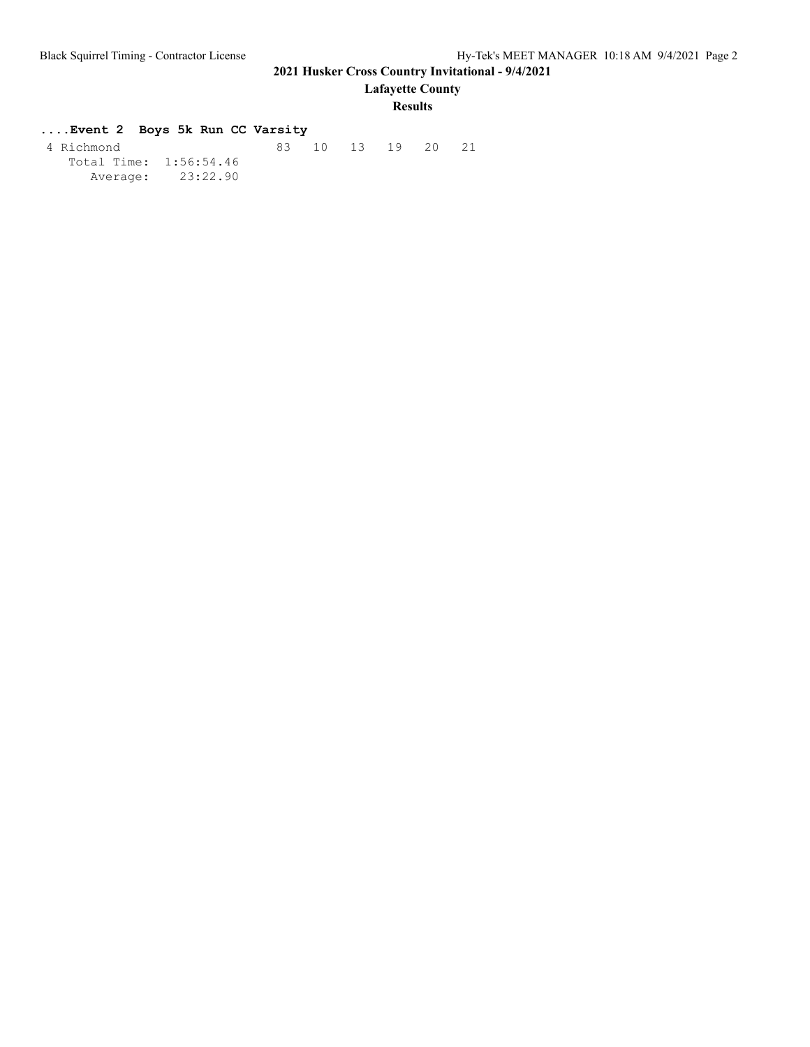**2021 Husker Cross Country Invitational - 9/4/2021**

**Lafayette County**

**Results**

### ....Event 2 Boys 5k Run CC Varsity

```
 4 Richmond                  83   10   13   19   20   21
    Total Time:  1:56:54.46
       Average:    23:22.90
```